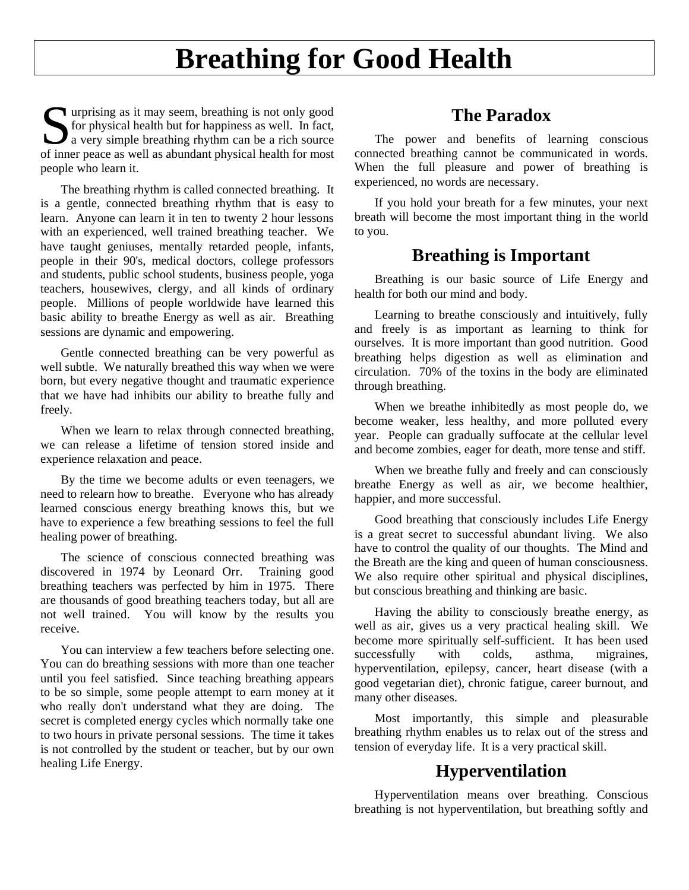# Breathing for Good Health

Surprising as it may seem, breathing is not only good for physical health but for happiness as well. In fact, a very simple breathing rhythm can be a rich source of inner peace as well as abundant physical health for most people who learn it.

The breathing rhythm is called connected breathing. It is a gentle, connected breathing rhythm that is easy to learn. Anyone can learn it in ten to twenty 2 hour lessons with an experienced, well trained breathing teacher. We have taught geniuses, mentally retarded people, infants, people in their 90's, medical doctors, college professors and students, public school students, business people, yoga teachers, housewives, clergy, and all kinds of ordinary people. Millions of people worldwide have learned this basic ability to breathe Energy as well as air. Breathing sessions are dynamic and empowering.

Gentle connected breathing can be very powerful as well subtle. We naturally breathed this way when we were born, but every negative thought and traumatic experience that we have had inhibits our ability to breathe fully and freely.

When we learn to relax through connected breathing, we can release a lifetime of tension stored inside and experience relaxation and peace.

By the time we become adults or even teenagers, we need to relearn how to breathe. Everyone who has already learned conscious energy breathing knows this, but we have to experience a few breathing sessions to feel the full healing power of breathing.

The science of conscious connected breathing was discovered in 1974 by Leonard Orr. Training good breathing teachers was perfected by him in 1975. There are thousands of good breathing teachers today, but all are not well trained. You will know by the results you receive.

You can interview a few teachers before selecting one. You can do breathing sessions with more than one teacher until you feel satisfied. Since teaching breathing appears to be so simple, some people attempt to earn money at it who really don't understand what they are doing. The secret is completed energy cycles which normally take one to two hours in private personal sessions. The time it takes is not controlled by the student or teacher, but by our own healing Life Energy.

## The Paradox

The power and benefits of learning conscious connected breathing cannot be communicated in words. When the full pleasure and power of breathing is experienced, no words are necessary.

If you hold your breath for a few minutes, your next breath will become the most important thing in the world to you.

## Breathing is Important

Breathing is our basic source of Life Energy and health for both our mind and body.

Learning to breathe consciously and intuitively, fully and freely is as important as learning to think for ourselves. It is more important than good nutrition. Good breathing helps digestion as well as elimination and circulation. 70% of the toxins in the body are eliminated through breathing.

When we breathe inhibitedly as most people do, we become weaker, less healthy, and more polluted every year. People can gradually suffocate at the cellular level and become zombies, eager for death, more tense and stiff.

When we breathe fully and freely and can consciously breathe Energy as well as air, we become healthier, happier, and more successful.

Good breathing that consciously includes Life Energy is a great secret to successful abundant living. We also have to control the quality of our thoughts. The Mind and the Breath are the king and queen of human consciousness. We also require other spiritual and physical disciplines, but conscious breathing and thinking are basic.

Having the ability to consciously breathe energy, as well as air, gives us a very practical healing skill. We become more spiritually self-sufficient. It has been used successfully with colds, asthma, migraines, hyperventilation, epilepsy, cancer, heart disease (with a good vegetarian diet), chronic fatigue, career burnout, and many other diseases.

Most importantly, this simple and pleasurable breathing rhythm enables us to relax out of the stress and tension of everyday life. It is a very practical skill.

## Hyperventilation

Hyperventilation means over breathing. Conscious breathing is not hyperventilation, but breathing softly and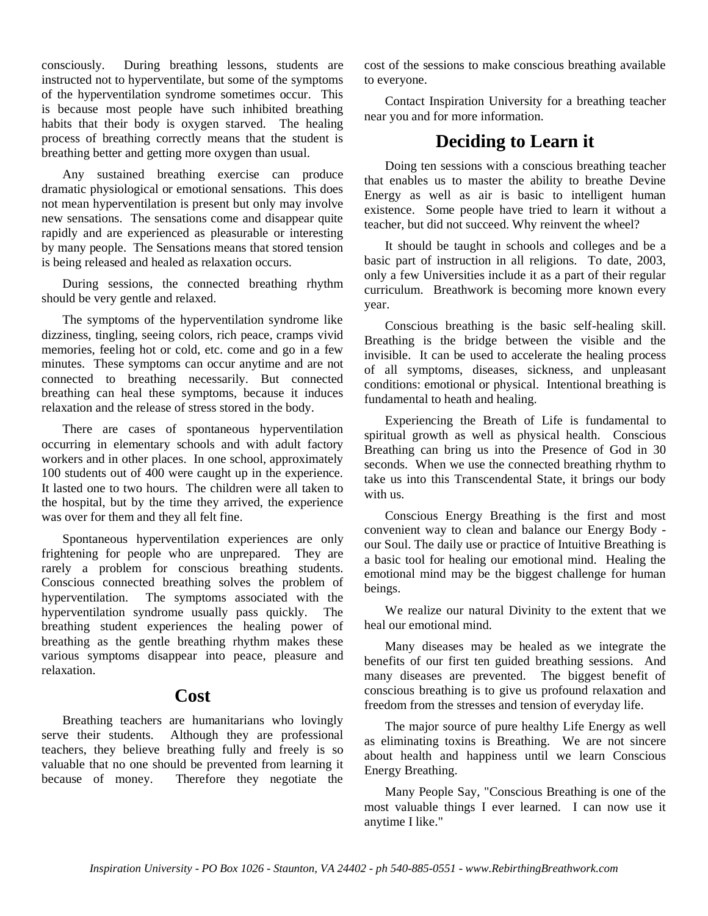consciously. During breathing lessons, students are instructed not to hyperventilate, but some of the symptoms of the hyperventilation syndrome sometimes occur. This is because most people have such inhibited breathing habits that their body is oxygen starved. The healing process of breathing correctly means that the student is breathing better and getting more oxygen than usual.

Any sustained breathing exercise can produce dramatic physiological or emotional sensations. This does not mean hyperventilation is present but only may involve new sensations. The sensations come and disappear quite rapidly and are experienced as pleasurable or interesting by many people. The Sensations means that stored tension is being released and healed as relaxation occurs.

During sessions, the connected breathing rhythm should be very gentle and relaxed.

The symptoms of the hyperventilation syndrome like dizziness, tingling, seeing colors, rich peace, cramps vivid memories, feeling hot or cold, etc. come and go in a few minutes. These symptoms can occur anytime and are not connected to breathing necessarily. But connected breathing can heal these symptoms, because it induces relaxation and the release of stress stored in the body.

There are cases of spontaneous hyperventilation occurring in elementary schools and with adult factory workers and in other places. In one school, approximately 100 students out of 400 were caught up in the experience. It lasted one to two hours. The children were all taken to the hospital, but by the time they arrived, the experience was over for them and they all felt fine.

Spontaneous hyperventilation experiences are only frightening for people who are unprepared. They are rarely a problem for conscious breathing students. Conscious connected breathing solves the problem of hyperventilation. The symptoms associated with the hyperventilation syndrome usually pass quickly. The breathing student experiences the healing power of breathing as the gentle breathing rhythm makes these various symptoms disappear into peace, pleasure and relaxation.

## Cost

Breathing teachers are humanitarians who lovingly serve their students. Although they are professional teachers, they believe breathing fully and freely is so valuable that no one should be prevented from learning it because of money. Therefore they negotiate the cost of the sessions to make conscious breathing available to everyone.

Contact Inspiration University for a breathing teacher near you and for more information.

## Deciding to Learn it

Doing ten sessions with a conscious breathing teacher that enables us to master the ability to breathe Devine Energy as well as air is basic to intelligent human existence. Some people have tried to learn it without a teacher, but did not succeed. Why reinvent the wheel?

It should be taught in schools and colleges and be a basic part of instruction in all religions. To date, 2003, only a few Universities include it as a part of their regular curriculum. Breathwork is becoming more known every year.

Conscious breathing is the basic self-healing skill. Breathing is the bridge between the visible and the invisible. It can be used to accelerate the healing process of all symptoms, diseases, sickness, and unpleasant conditions: emotional or physical. Intentional breathing is fundamental to heath and healing.

Experiencing the Breath of Life is fundamental to spiritual growth as well as physical health. Conscious Breathing can bring us into the Presence of God in 30 seconds. When we use the connected breathing rhythm to take us into this Transcendental State, it brings our body with us.

Conscious Energy Breathing is the first and most convenient way to clean and balance our Energy Body - our Soul. The daily use or practice of Intuitive Breathing is a basic tool for healing our emotional mind. Healing the emotional mind may be the biggest challenge for human beings.

We realize our natural Divinity to the extent that we heal our emotional mind.

Many diseases may be healed as we integrate the benefits of our first ten guided breathing sessions. And many diseases are prevented. The biggest benefit of conscious breathing is to give us profound relaxation and freedom from the stresses and tension of everyday life.

The major source of pure healthy Life Energy as well as eliminating toxins is Breathing. We are not sincere about health and happiness until we learn Conscious Energy Breathing.

Many People Say, "Conscious Breathing is one of the most valuable things I ever learned. I can now use it anytime I like."

*Inspiration University - PO Box 1026 - Staunton, VA 24402 - ph 540-885-0551 - www.RebirthingBreathwork.com*